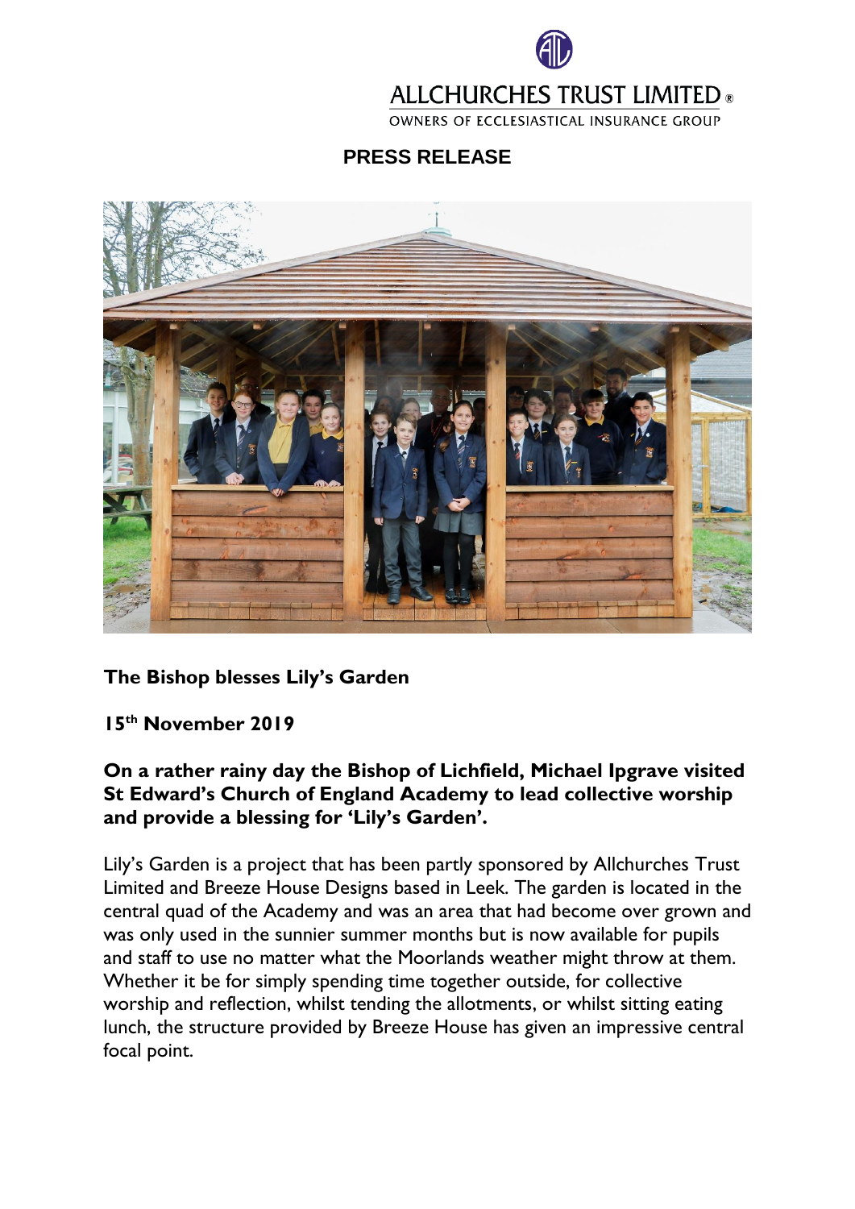ALLCHURCHES TRUST LIMITED®

OWNERS OF ECCLESIASTICAL INSURANCE GROUP

**PRESS RELEASE**

## The Bishop blesses Lily's Garden

**15th November 2019**

**On a rather rainy day the Bishop of Lichfield, Michael Ipgrave visited St Edward's Church of England Academy to lead collective worship and provide a blessing for 'Lily's Garden'.**

Lily's Garden is a project that has been partly sponsored by Allchurches Trust Limited and Breeze House Designs based in Leek. The garden is located in the central quad of the Academy and was an area that had become over grown and was only used in the sunnier summer months but is now available for pupils and staff to use no matter what the Moorlands weather might throw at them. Whether it be for simply spending time together outside, for collective worship and reflection, whilst tending the allotments, or whilst sitting eating lunch, the structure provided by Breeze House has given an impressive central focal point.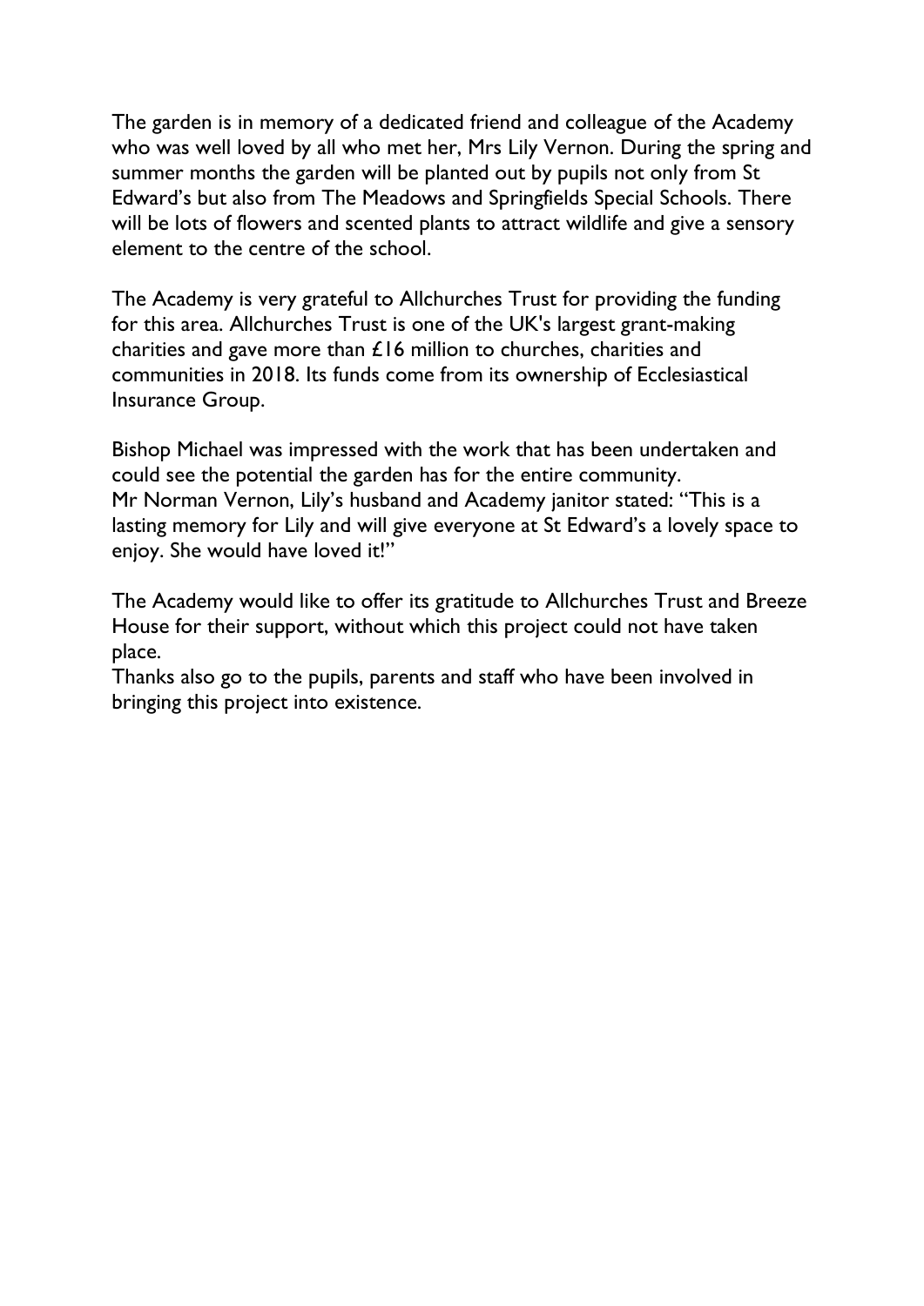The garden is in memory of a dedicated friend and colleague of the Academy who was well loved by all who met her, Mrs Lily Vernon. During the spring and summer months the garden will be planted out by pupils not only from St Edward's but also from The Meadows and Springfields Special Schools. There will be lots of flowers and scented plants to attract wildlife and give a sensory element to the centre of the school.

The Academy is very grateful to Allchurches Trust for providing the funding for this area. Allchurches Trust is one of the UK's largest grant-making charities and gave more than £16 million to churches, charities and communities in 2018. Its funds come from its ownership of Ecclesiastical Insurance Group.

Bishop Michael was impressed with the work that has been undertaken and could see the potential the garden has for the entire community.
Mr Norman Vernon, Lily's husband and Academy janitor stated: "This is a lasting memory for Lily and will give everyone at St Edward's a lovely space to enjoy. She would have loved it!"

The Academy would like to offer its gratitude to Allchurches Trust and Breeze House for their support, without which this project could not have taken place.
Thanks also go to the pupils, parents and staff who have been involved in bringing this project into existence.